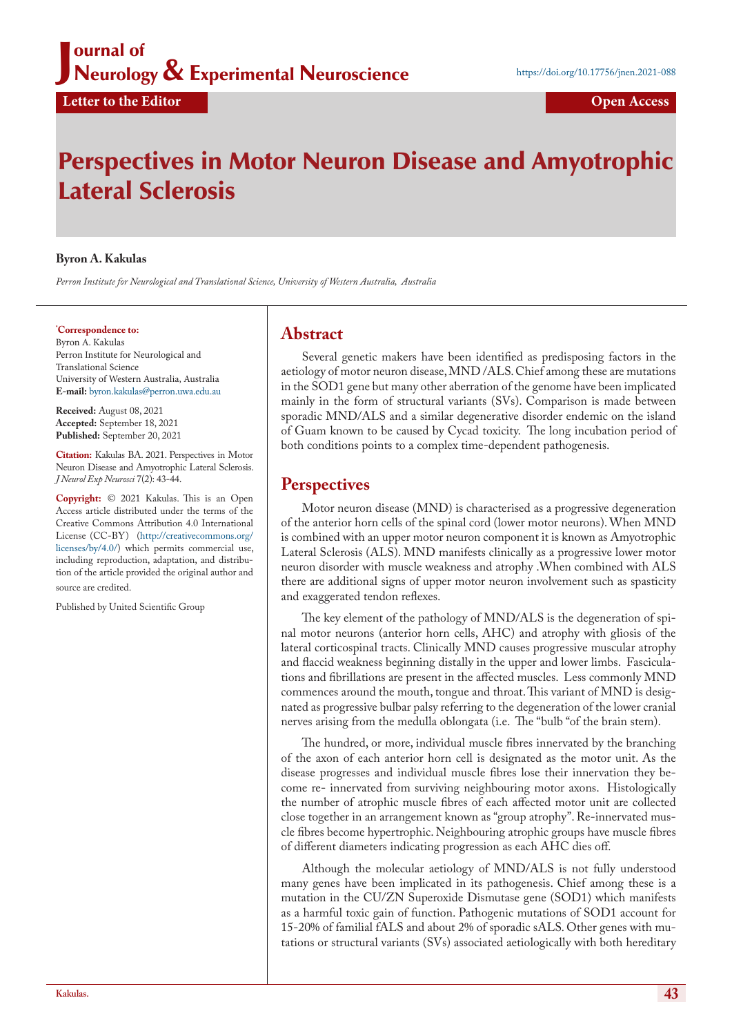# Journal of Neurology & Experimental Neuroscience

https://doi.org/10.17756/jnen.2021-088

**Letter to the Editor** **Open Access**

# Perspectives in Motor Neuron Disease and Amyotrophic Lateral Sclerosis

**Byron A. Kakulas**

*Perron Institute for Neurological and Translational Science, University of Western Australia, Australia*

**\*Correspondence to:**
Byron A. Kakulas
Perron Institute for Neurological and Translational Science
University of Western Australia, Australia
**E-mail:** byron.kakulas@perron.uwa.edu.au

**Received:** August 08, 2021
**Accepted:** September 18, 2021
**Published:** September 20, 2021

**Citation:** Kakulas BA. 2021. Perspectives in Motor Neuron Disease and Amyotrophic Lateral Sclerosis. *J Neurol Exp Neurosci* 7(2): 43-44.

**Copyright:** © 2021 Kakulas. This is an Open Access article distributed under the terms of the Creative Commons Attribution 4.0 International License (CC-BY) (http://creativecommons.org/licenses/by/4.0/) which permits commercial use, including reproduction, adaptation, and distribution of the article provided the original author and source are credited.

Published by United Scientific Group

## Abstract

Several genetic makers have been identified as predisposing factors in the aetiology of motor neuron disease, MND /ALS. Chief among these are mutations in the SOD1 gene but many other aberration of the genome have been implicated mainly in the form of structural variants (SVs). Comparison is made between sporadic MND/ALS and a similar degenerative disorder endemic on the island of Guam known to be caused by Cycad toxicity. The long incubation period of both conditions points to a complex time-dependent pathogenesis.

## Perspectives

Motor neuron disease (MND) is characterised as a progressive degeneration of the anterior horn cells of the spinal cord (lower motor neurons). When MND is combined with an upper motor neuron component it is known as Amyotrophic Lateral Sclerosis (ALS). MND manifests clinically as a progressive lower motor neuron disorder with muscle weakness and atrophy .When combined with ALS there are additional signs of upper motor neuron involvement such as spasticity and exaggerated tendon reflexes.

The key element of the pathology of MND/ALS is the degeneration of spinal motor neurons (anterior horn cells, AHC) and atrophy with gliosis of the lateral corticospinal tracts. Clinically MND causes progressive muscular atrophy and flaccid weakness beginning distally in the upper and lower limbs. Fasciculations and fibrillations are present in the affected muscles. Less commonly MND commences around the mouth, tongue and throat. This variant of MND is designated as progressive bulbar palsy referring to the degeneration of the lower cranial nerves arising from the medulla oblongata (i.e. The "bulb "of the brain stem).

The hundred, or more, individual muscle fibres innervated by the branching of the axon of each anterior horn cell is designated as the motor unit. As the disease progresses and individual muscle fibres lose their innervation they become re- innervated from surviving neighbouring motor axons. Histologically the number of atrophic muscle fibres of each affected motor unit are collected close together in an arrangement known as "group atrophy". Re-innervated muscle fibres become hypertrophic. Neighbouring atrophic groups have muscle fibres of different diameters indicating progression as each AHC dies off.

Although the molecular aetiology of MND/ALS is not fully understood many genes have been implicated in its pathogenesis. Chief among these is a mutation in the CU/ZN Superoxide Dismutase gene (SOD1) which manifests as a harmful toxic gain of function. Pathogenic mutations of SOD1 account for 15-20% of familial fALS and about 2% of sporadic sALS. Other genes with mutations or structural variants (SVs) associated aetiologically with both hereditary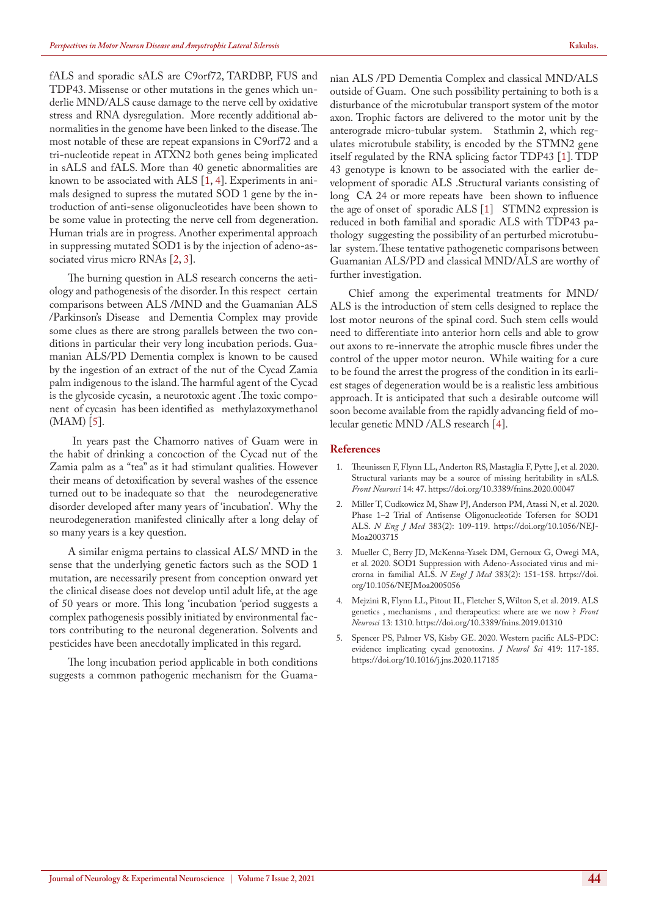fALS and sporadic sALS are C9orf72, TARDBP, FUS and TDP43. Missense or other mutations in the genes which underlie MND/ALS cause damage to the nerve cell by oxidative stress and RNA dysregulation. More recently additional abnormalities in the genome have been linked to the disease. The most notable of these are repeat expansions in C9orf72 and a tri-nucleotide repeat in ATXN2 both genes being implicated in sALS and fALS. More than 40 genetic abnormalities are known to be associated with ALS [1, 4]. Experiments in animals designed to supress the mutated SOD 1 gene by the introduction of anti-sense oligonucleotides have been shown to be some value in protecting the nerve cell from degeneration. Human trials are in progress. Another experimental approach in suppressing mutated SOD1 is by the injection of adeno-associated virus micro RNAs [2, 3].

The burning question in ALS research concerns the aetiology and pathogenesis of the disorder. In this respect certain comparisons between ALS /MND and the Guamanian ALS /Parkinson's Disease and Dementia Complex may provide some clues as there are strong parallels between the two conditions in particular their very long incubation periods. Guamanian ALS/PD Dementia complex is known to be caused by the ingestion of an extract of the nut of the Cycad Zamia palm indigenous to the island. The harmful agent of the Cycad is the glycoside cycasin, a neurotoxic agent .The toxic component of cycasin has been identified as methylazoxymethanol (MAM) [5].

In years past the Chamorro natives of Guam were in the habit of drinking a concoction of the Cycad nut of the Zamia palm as a "tea" as it had stimulant qualities. However their means of detoxification by several washes of the essence turned out to be inadequate so that the neurodegenerative disorder developed after many years of 'incubation'. Why the neurodegeneration manifested clinically after a long delay of so many years is a key question.

A similar enigma pertains to classical ALS/ MND in the sense that the underlying genetic factors such as the SOD 1 mutation, are necessarily present from conception onward yet the clinical disease does not develop until adult life, at the age of 50 years or more. This long 'incubation 'period suggests a complex pathogenesis possibly initiated by environmental factors contributing to the neuronal degeneration. Solvents and pesticides have been anecdotally implicated in this regard.

The long incubation period applicable in both conditions suggests a common pathogenic mechanism for the Guamanian ALS /PD Dementia Complex and classical MND/ALS outside of Guam. One such possibility pertaining to both is a disturbance of the microtubular transport system of the motor axon. Trophic factors are delivered to the motor unit by the anterograde micro-tubular system. Stathmin 2, which regulates microtubule stability, is encoded by the STMN2 gene itself regulated by the RNA splicing factor TDP43 [1]. TDP 43 genotype is known to be associated with the earlier development of sporadic ALS .Structural variants consisting of long CA 24 or more repeats have been shown to influence the age of onset of sporadic ALS [1] STMN2 expression is reduced in both familial and sporadic ALS with TDP43 pathology suggesting the possibility of an perturbed microtubular system. These tentative pathogenetic comparisons between Guamanian ALS/PD and classical MND/ALS are worthy of further investigation.

Chief among the experimental treatments for MND/ ALS is the introduction of stem cells designed to replace the lost motor neurons of the spinal cord. Such stem cells would need to differentiate into anterior horn cells and able to grow out axons to re-innervate the atrophic muscle fibres under the control of the upper motor neuron. While waiting for a cure to be found the arrest the progress of the condition in its earliest stages of degeneration would be is a realistic less ambitious approach. It is anticipated that such a desirable outcome will soon become available from the rapidly advancing field of molecular genetic MND /ALS research [4].

## References

1. Theunissen F, Flynn LL, Anderton RS, Mastaglia F, Pytte J, et al. 2020. Structural variants may be a source of missing heritability in sALS. *Front Neurosci* 14: 47. https://doi.org/10.3389/fnins.2020.00047
2. Miller T, Cudkowicz M, Shaw PJ, Anderson PM, Atassi N, et al. 2020. Phase 1–2 Trial of Antisense Oligonucleotide Tofersen for SOD1 ALS. *N Eng J Med* 383(2): 109-119. https://doi.org/10.1056/NEJMoa2003715
3. Mueller C, Berry JD, McKenna-Yasek DM, Gernoux G, Owegi MA, et al. 2020. SOD1 Suppression with Adeno-Associated virus and microrna in familial ALS. *N Engl J Med* 383(2): 151-158. https://doi.org/10.1056/NEJMoa2005056
4. Mejzini R, Flynn LL, Pitout IL, Fletcher S, Wilton S, et al. 2019. ALS genetics , mechanisms , and therapeutics: where are we now ? *Front Neurosci* 13: 1310. https://doi.org/10.3389/fnins.2019.01310
5. Spencer PS, Palmer VS, Kisby GE. 2020. Western pacific ALS-PDC: evidence implicating cycad genotoxins. *J Neurol Sci* 419: 117-185. https://doi.org/10.1016/j.jns.2020.117185